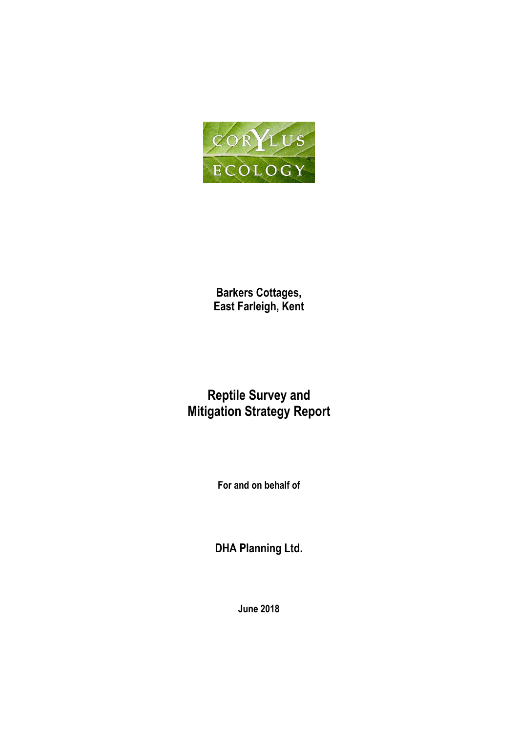CORYLUS ECOLOGY

**Barkers Cottages,**
**East Farleigh, Kent**

# Reptile Survey and Mitigation Strategy Report

**For and on behalf of**

**DHA Planning Ltd.**

**June 2018**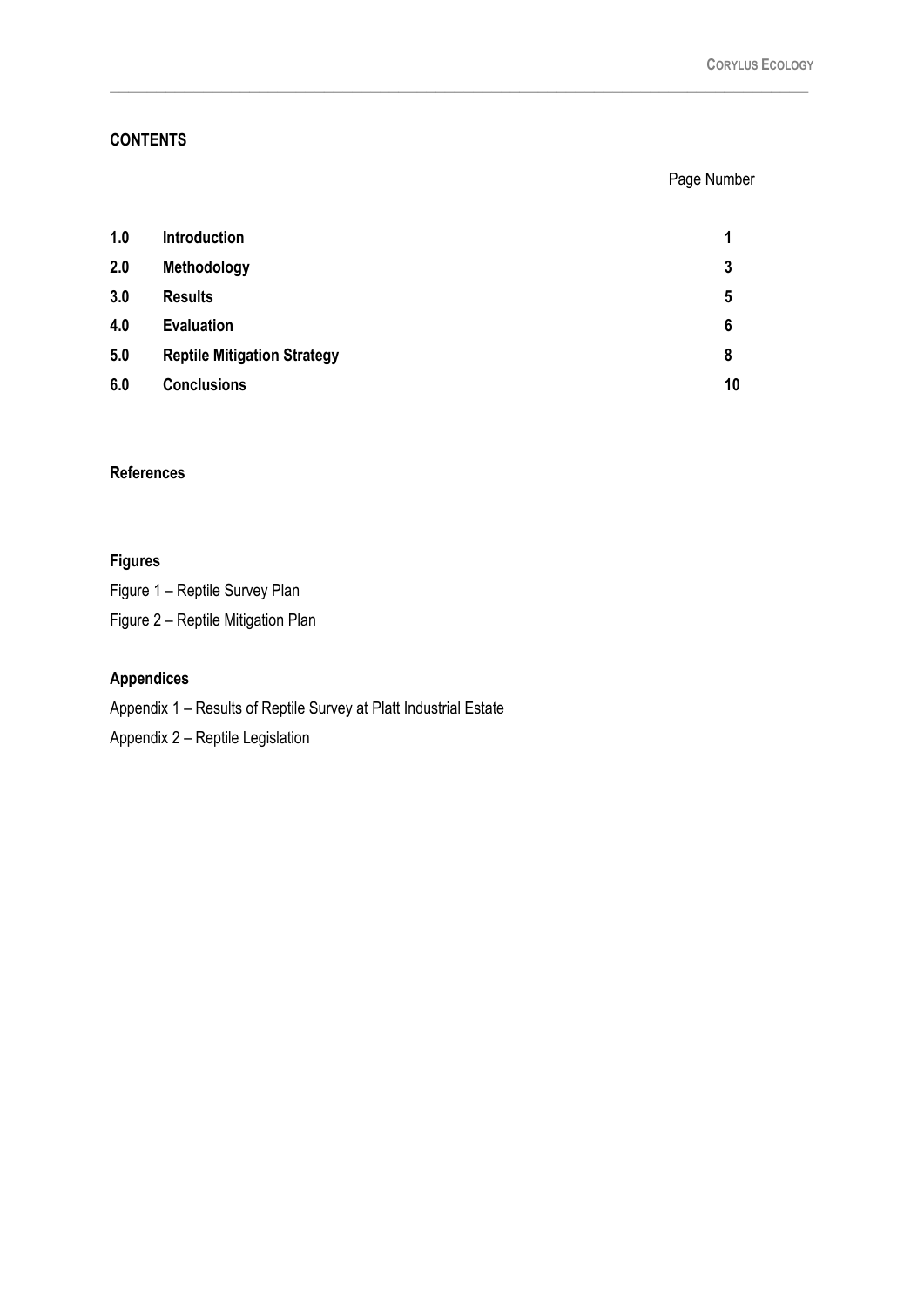## CONTENTS

| | | Page Number |
|---|---|---|
| **1.0** | **Introduction** | **1** |
| **2.0** | **Methodology** | **3** |
| **3.0** | **Results** | **5** |
| **4.0** | **Evaluation** | **6** |
| **5.0** | **Reptile Mitigation Strategy** | **8** |
| **6.0** | **Conclusions** | **10** |

**References**

**Figures**

Figure 1 – Reptile Survey Plan

Figure 2 – Reptile Mitigation Plan

**Appendices**

Appendix 1 – Results of Reptile Survey at Platt Industrial Estate

Appendix 2 – Reptile Legislation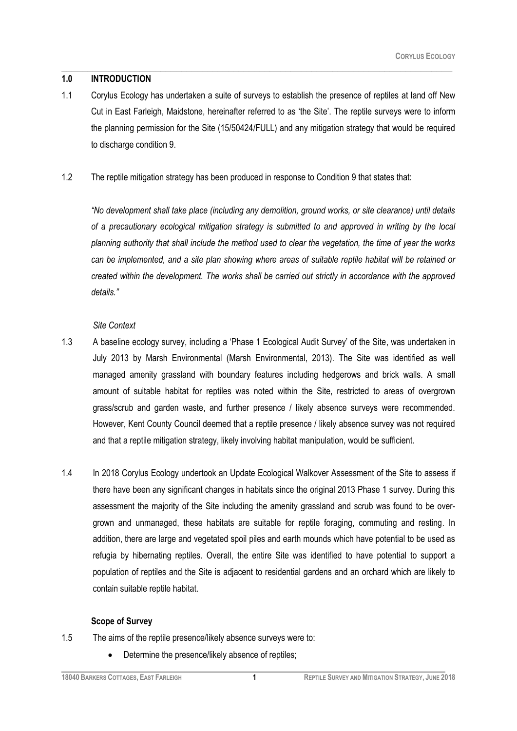## 1.0 INTRODUCTION

1.1 Corylus Ecology has undertaken a suite of surveys to establish the presence of reptiles at land off New Cut in East Farleigh, Maidstone, hereinafter referred to as 'the Site'. The reptile surveys were to inform the planning permission for the Site (15/50424/FULL) and any mitigation strategy that would be required to discharge condition 9.

1.2 The reptile mitigation strategy has been produced in response to Condition 9 that states that:

*"No development shall take place (including any demolition, ground works, or site clearance) until details of a precautionary ecological mitigation strategy is submitted to and approved in writing by the local planning authority that shall include the method used to clear the vegetation, the time of year the works can be implemented, and a site plan showing where areas of suitable reptile habitat will be retained or created within the development. The works shall be carried out strictly in accordance with the approved details."*

*Site Context*

1.3 A baseline ecology survey, including a 'Phase 1 Ecological Audit Survey' of the Site, was undertaken in July 2013 by Marsh Environmental (Marsh Environmental, 2013). The Site was identified as well managed amenity grassland with boundary features including hedgerows and brick walls. A small amount of suitable habitat for reptiles was noted within the Site, restricted to areas of overgrown grass/scrub and garden waste, and further presence / likely absence surveys were recommended. However, Kent County Council deemed that a reptile presence / likely absence survey was not required and that a reptile mitigation strategy, likely involving habitat manipulation, would be sufficient.

1.4 In 2018 Corylus Ecology undertook an Update Ecological Walkover Assessment of the Site to assess if there have been any significant changes in habitats since the original 2013 Phase 1 survey. During this assessment the majority of the Site including the amenity grassland and scrub was found to be over-grown and unmanaged, these habitats are suitable for reptile foraging, commuting and resting. In addition, there are large and vegetated spoil piles and earth mounds which have potential to be used as refugia by hibernating reptiles. Overall, the entire Site was identified to have potential to support a population of reptiles and the Site is adjacent to residential gardens and an orchard which are likely to contain suitable reptile habitat.

**Scope of Survey**

1.5 The aims of the reptile presence/likely absence surveys were to:

- Determine the presence/likely absence of reptiles;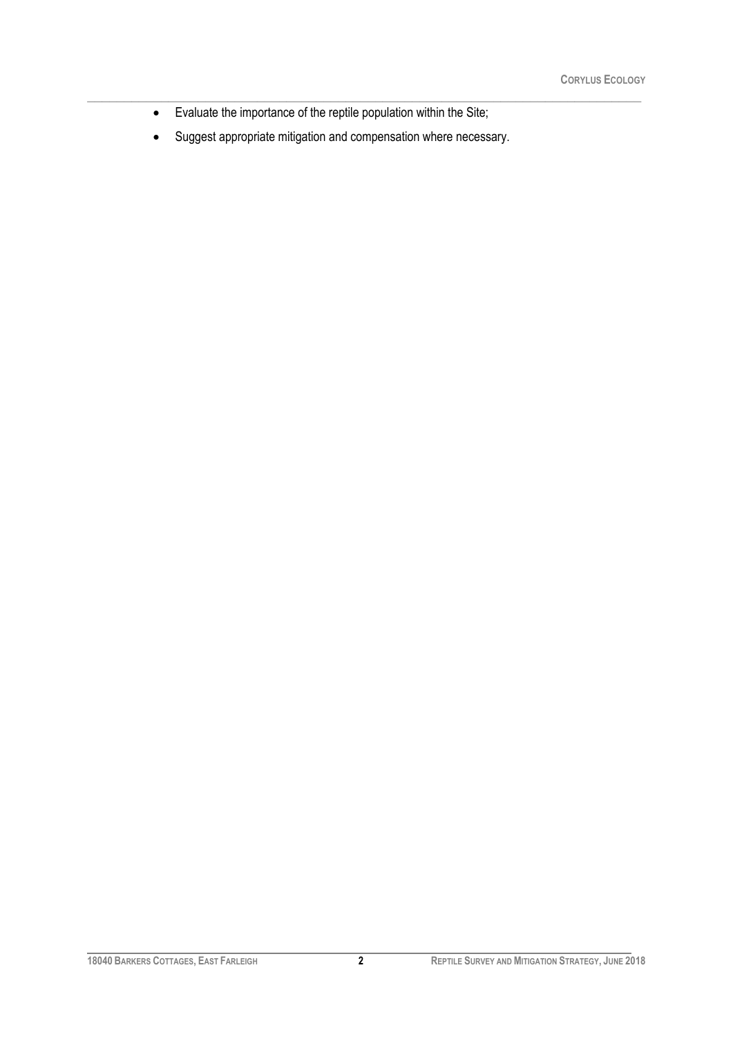- Evaluate the importance of the reptile population within the Site;
- Suggest appropriate mitigation and compensation where necessary.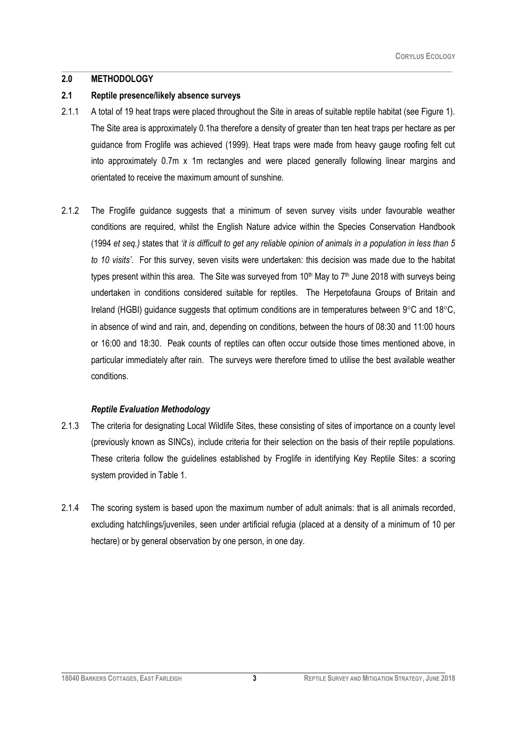## 2.0 METHODOLOGY

### 2.1 Reptile presence/likely absence surveys

2.1.1 A total of 19 heat traps were placed throughout the Site in areas of suitable reptile habitat (see Figure 1). The Site area is approximately 0.1ha therefore a density of greater than ten heat traps per hectare as per guidance from Froglife was achieved (1999). Heat traps were made from heavy gauge roofing felt cut into approximately 0.7m x 1m rectangles and were placed generally following linear margins and orientated to receive the maximum amount of sunshine.

2.1.2 The Froglife guidance suggests that a minimum of seven survey visits under favourable weather conditions are required, whilst the English Nature advice within the Species Conservation Handbook (1994 *et seq.)* states that *'it is difficult to get any reliable opinion of animals in a population in less than 5 to 10 visits'*. For this survey, seven visits were undertaken: this decision was made due to the habitat types present within this area. The Site was surveyed from 10th May to 7th June 2018 with surveys being undertaken in conditions considered suitable for reptiles. The Herpetofauna Groups of Britain and Ireland (HGBI) guidance suggests that optimum conditions are in temperatures between 9°C and 18°C, in absence of wind and rain, and, depending on conditions, between the hours of 08:30 and 11:00 hours or 16:00 and 18:30. Peak counts of reptiles can often occur outside those times mentioned above, in particular immediately after rain. The surveys were therefore timed to utilise the best available weather conditions.

#### *Reptile Evaluation Methodology*

2.1.3 The criteria for designating Local Wildlife Sites, these consisting of sites of importance on a county level (previously known as SINCs), include criteria for their selection on the basis of their reptile populations. These criteria follow the guidelines established by Froglife in identifying Key Reptile Sites: a scoring system provided in Table 1.

2.1.4 The scoring system is based upon the maximum number of adult animals: that is all animals recorded, excluding hatchlings/juveniles, seen under artificial refugia (placed at a density of a minimum of 10 per hectare) or by general observation by one person, in one day.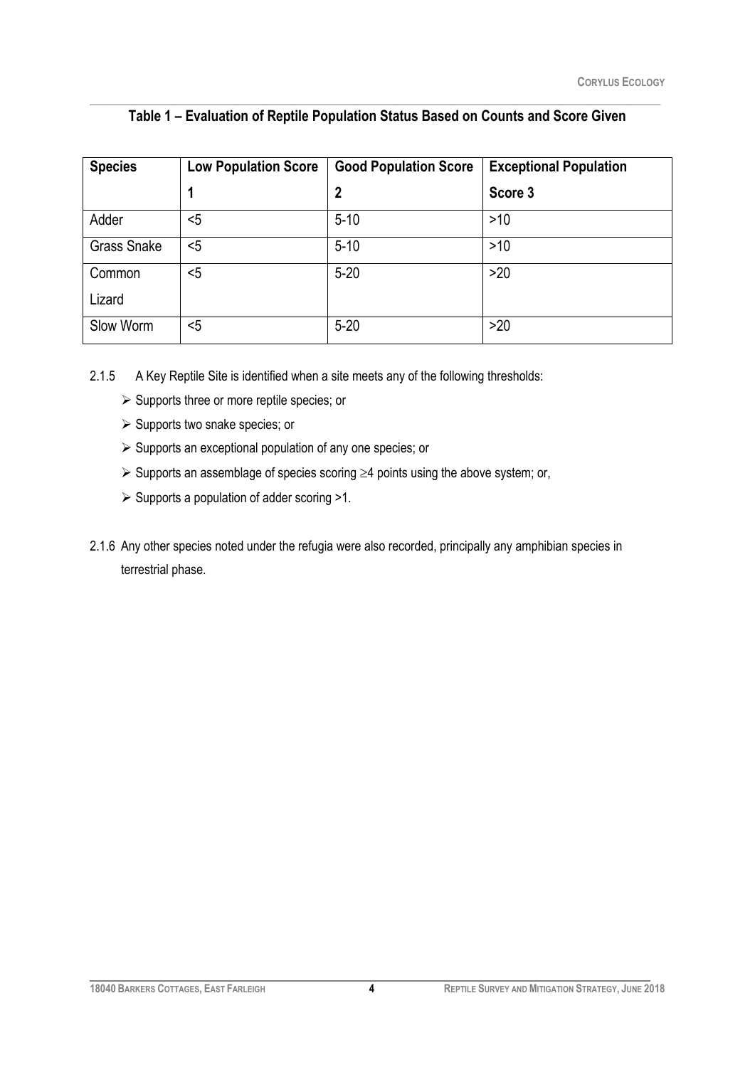**Table 1 – Evaluation of Reptile Population Status Based on Counts and Score Given**

| Species | Low Population Score 1 | Good Population Score 2 | Exceptional Population Score 3 |
|---|---|---|---|
| Adder | <5 | 5-10 | >10 |
| Grass Snake | <5 | 5-10 | >10 |
| Common Lizard | <5 | 5-20 | >20 |
| Slow Worm | <5 | 5-20 | >20 |

2.1.5 A Key Reptile Site is identified when a site meets any of the following thresholds:

- Supports three or more reptile species; or
- Supports two snake species; or
- Supports an exceptional population of any one species; or
- Supports an assemblage of species scoring $\geq$4 points using the above system; or,
- Supports a population of adder scoring >1.

2.1.6 Any other species noted under the refugia were also recorded, principally any amphibian species in terrestrial phase.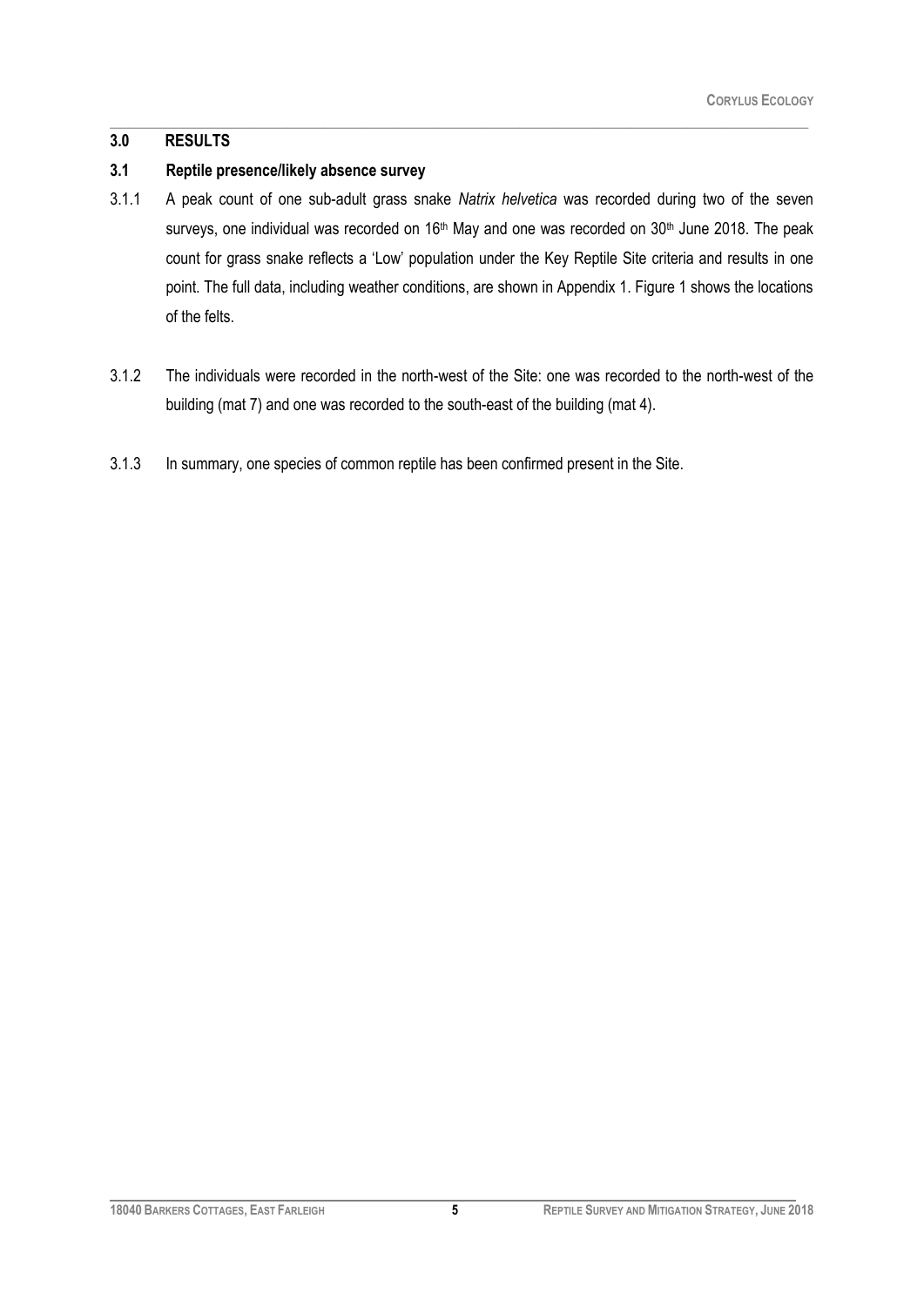# 3.0 RESULTS

## 3.1 Reptile presence/likely absence survey

3.1.1 A peak count of one sub-adult grass snake *Natrix helvetica* was recorded during two of the seven surveys, one individual was recorded on 16th May and one was recorded on 30th June 2018. The peak count for grass snake reflects a 'Low' population under the Key Reptile Site criteria and results in one point. The full data, including weather conditions, are shown in Appendix 1. Figure 1 shows the locations of the felts.

3.1.2 The individuals were recorded in the north-west of the Site: one was recorded to the north-west of the building (mat 7) and one was recorded to the south-east of the building (mat 4).

3.1.3 In summary, one species of common reptile has been confirmed present in the Site.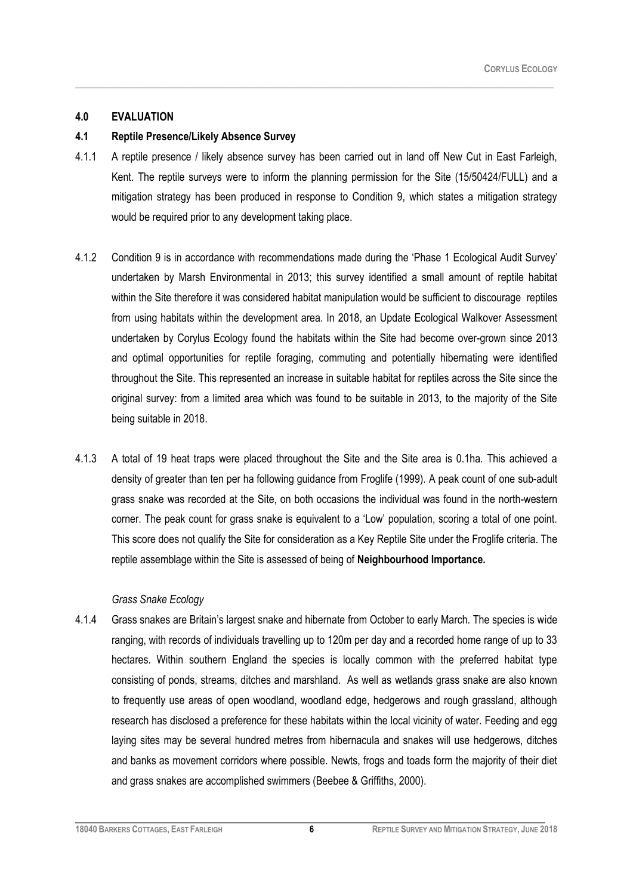## 4.0 EVALUATION

### 4.1 Reptile Presence/Likely Absence Survey

4.1.1 A reptile presence / likely absence survey has been carried out in land off New Cut in East Farleigh, Kent. The reptile surveys were to inform the planning permission for the Site (15/50424/FULL) and a mitigation strategy has been produced in response to Condition 9, which states a mitigation strategy would be required prior to any development taking place.

4.1.2 Condition 9 is in accordance with recommendations made during the 'Phase 1 Ecological Audit Survey' undertaken by Marsh Environmental in 2013; this survey identified a small amount of reptile habitat within the Site therefore it was considered habitat manipulation would be sufficient to discourage reptiles from using habitats within the development area. In 2018, an Update Ecological Walkover Assessment undertaken by Corylus Ecology found the habitats within the Site had become over-grown since 2013 and optimal opportunities for reptile foraging, commuting and potentially hibernating were identified throughout the Site. This represented an increase in suitable habitat for reptiles across the Site since the original survey: from a limited area which was found to be suitable in 2013, to the majority of the Site being suitable in 2018.

4.1.3 A total of 19 heat traps were placed throughout the Site and the Site area is 0.1ha. This achieved a density of greater than ten per ha following guidance from Froglife (1999). A peak count of one sub-adult grass snake was recorded at the Site, on both occasions the individual was found in the north-western corner. The peak count for grass snake is equivalent to a 'Low' population, scoring a total of one point. This score does not qualify the Site for consideration as a Key Reptile Site under the Froglife criteria. The reptile assemblage within the Site is assessed of being of **Neighbourhood Importance.**

*Grass Snake Ecology*

4.1.4 Grass snakes are Britain's largest snake and hibernate from October to early March. The species is wide ranging, with records of individuals travelling up to 120m per day and a recorded home range of up to 33 hectares. Within southern England the species is locally common with the preferred habitat type consisting of ponds, streams, ditches and marshland. As well as wetlands grass snake are also known to frequently use areas of open woodland, woodland edge, hedgerows and rough grassland, although research has disclosed a preference for these habitats within the local vicinity of water. Feeding and egg laying sites may be several hundred metres from hibernacula and snakes will use hedgerows, ditches and banks as movement corridors where possible. Newts, frogs and toads form the majority of their diet and grass snakes are accomplished swimmers (Beebee & Griffiths, 2000).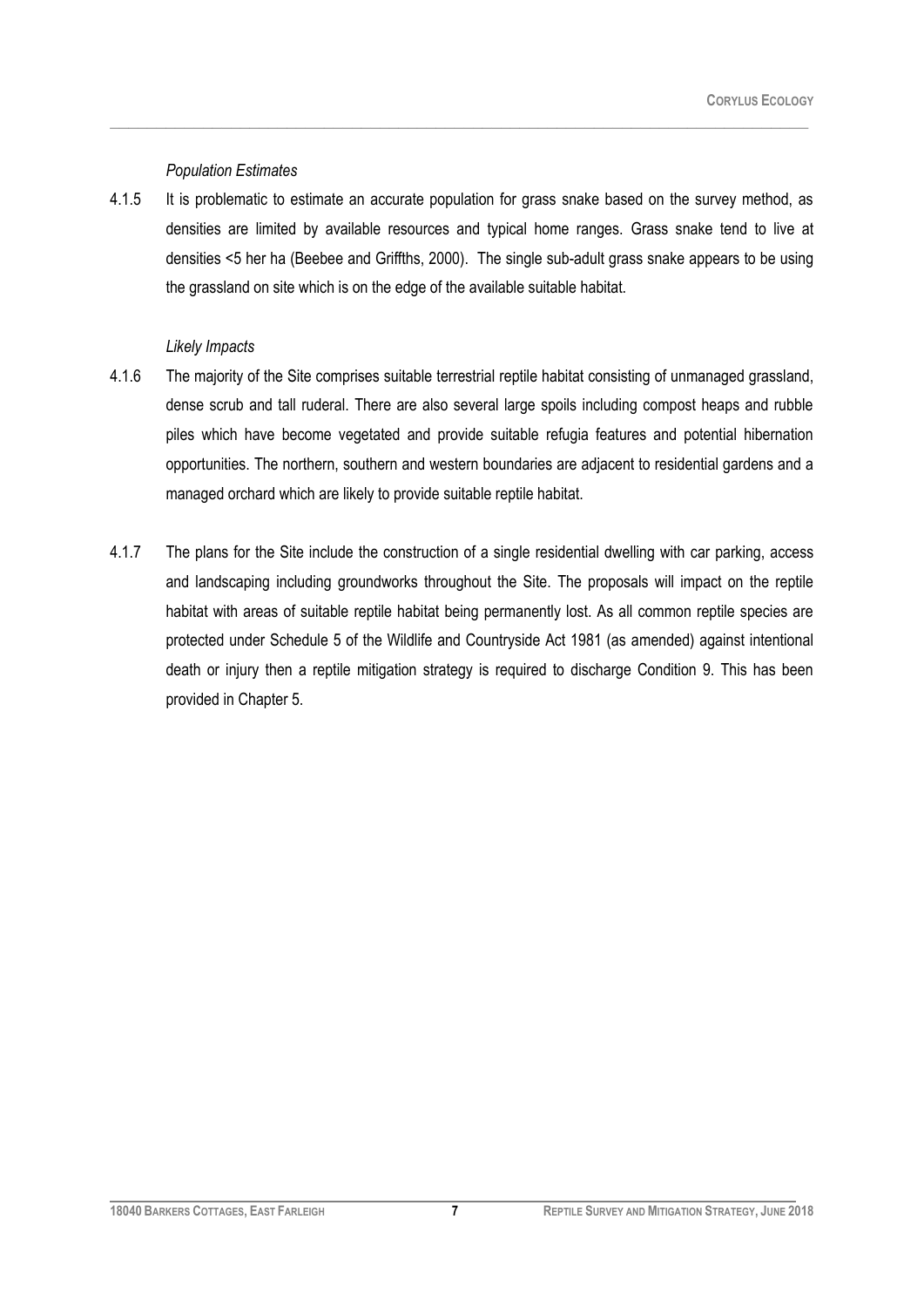*Population Estimates*

4.1.5 It is problematic to estimate an accurate population for grass snake based on the survey method, as densities are limited by available resources and typical home ranges. Grass snake tend to live at densities <5 her ha (Beebee and Griffths, 2000). The single sub-adult grass snake appears to be using the grassland on site which is on the edge of the available suitable habitat.

*Likely Impacts*

4.1.6 The majority of the Site comprises suitable terrestrial reptile habitat consisting of unmanaged grassland, dense scrub and tall ruderal. There are also several large spoils including compost heaps and rubble piles which have become vegetated and provide suitable refugia features and potential hibernation opportunities. The northern, southern and western boundaries are adjacent to residential gardens and a managed orchard which are likely to provide suitable reptile habitat.

4.1.7 The plans for the Site include the construction of a single residential dwelling with car parking, access and landscaping including groundworks throughout the Site. The proposals will impact on the reptile habitat with areas of suitable reptile habitat being permanently lost. As all common reptile species are protected under Schedule 5 of the Wildlife and Countryside Act 1981 (as amended) against intentional death or injury then a reptile mitigation strategy is required to discharge Condition 9. This has been provided in Chapter 5.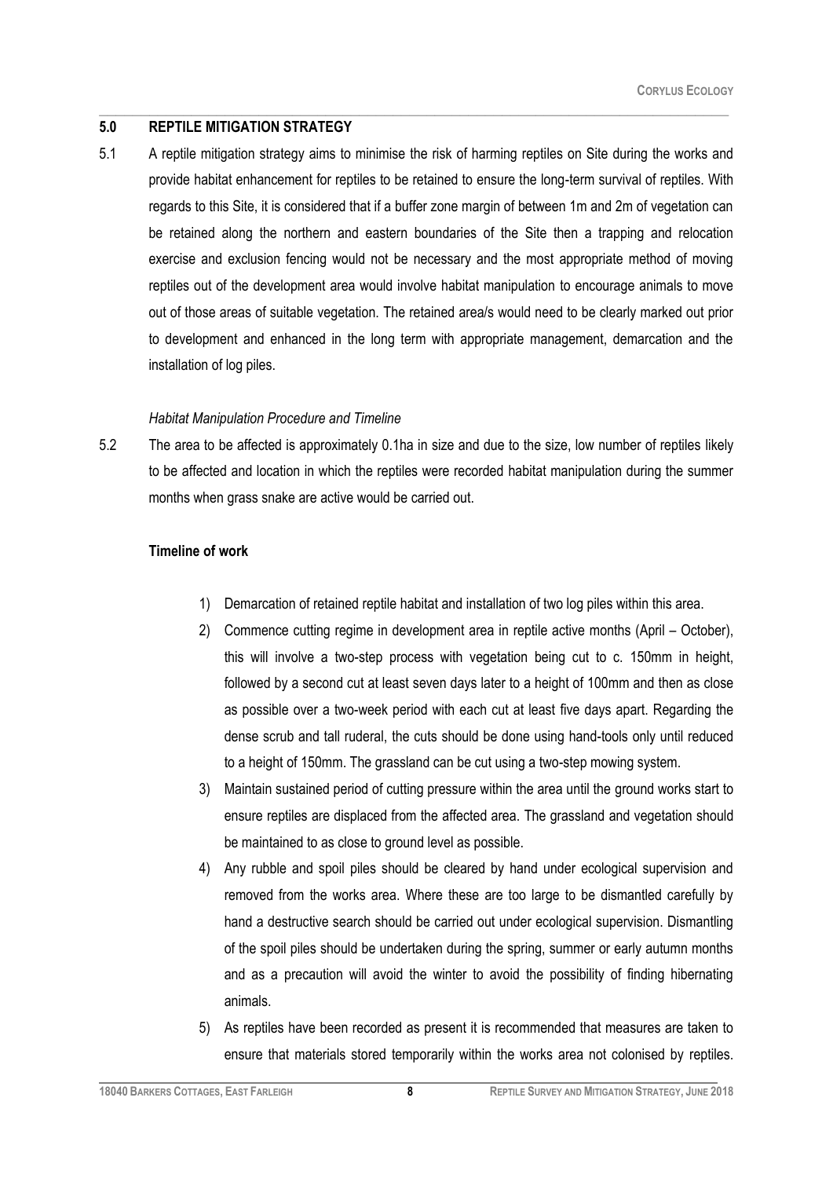## 5.0 REPTILE MITIGATION STRATEGY

5.1 A reptile mitigation strategy aims to minimise the risk of harming reptiles on Site during the works and provide habitat enhancement for reptiles to be retained to ensure the long-term survival of reptiles. With regards to this Site, it is considered that if a buffer zone margin of between 1m and 2m of vegetation can be retained along the northern and eastern boundaries of the Site then a trapping and relocation exercise and exclusion fencing would not be necessary and the most appropriate method of moving reptiles out of the development area would involve habitat manipulation to encourage animals to move out of those areas of suitable vegetation. The retained area/s would need to be clearly marked out prior to development and enhanced in the long term with appropriate management, demarcation and the installation of log piles.

*Habitat Manipulation Procedure and Timeline*

5.2 The area to be affected is approximately 0.1ha in size and due to the size, low number of reptiles likely to be affected and location in which the reptiles were recorded habitat manipulation during the summer months when grass snake are active would be carried out.

**Timeline of work**

1) Demarcation of retained reptile habitat and installation of two log piles within this area.
2) Commence cutting regime in development area in reptile active months (April – October), this will involve a two-step process with vegetation being cut to c. 150mm in height, followed by a second cut at least seven days later to a height of 100mm and then as close as possible over a two-week period with each cut at least five days apart. Regarding the dense scrub and tall ruderal, the cuts should be done using hand-tools only until reduced to a height of 150mm. The grassland can be cut using a two-step mowing system.
3) Maintain sustained period of cutting pressure within the area until the ground works start to ensure reptiles are displaced from the affected area. The grassland and vegetation should be maintained to as close to ground level as possible.
4) Any rubble and spoil piles should be cleared by hand under ecological supervision and removed from the works area. Where these are too large to be dismantled carefully by hand a destructive search should be carried out under ecological supervision. Dismantling of the spoil piles should be undertaken during the spring, summer or early autumn months and as a precaution will avoid the winter to avoid the possibility of finding hibernating animals.
5) As reptiles have been recorded as present it is recommended that measures are taken to ensure that materials stored temporarily within the works area not colonised by reptiles.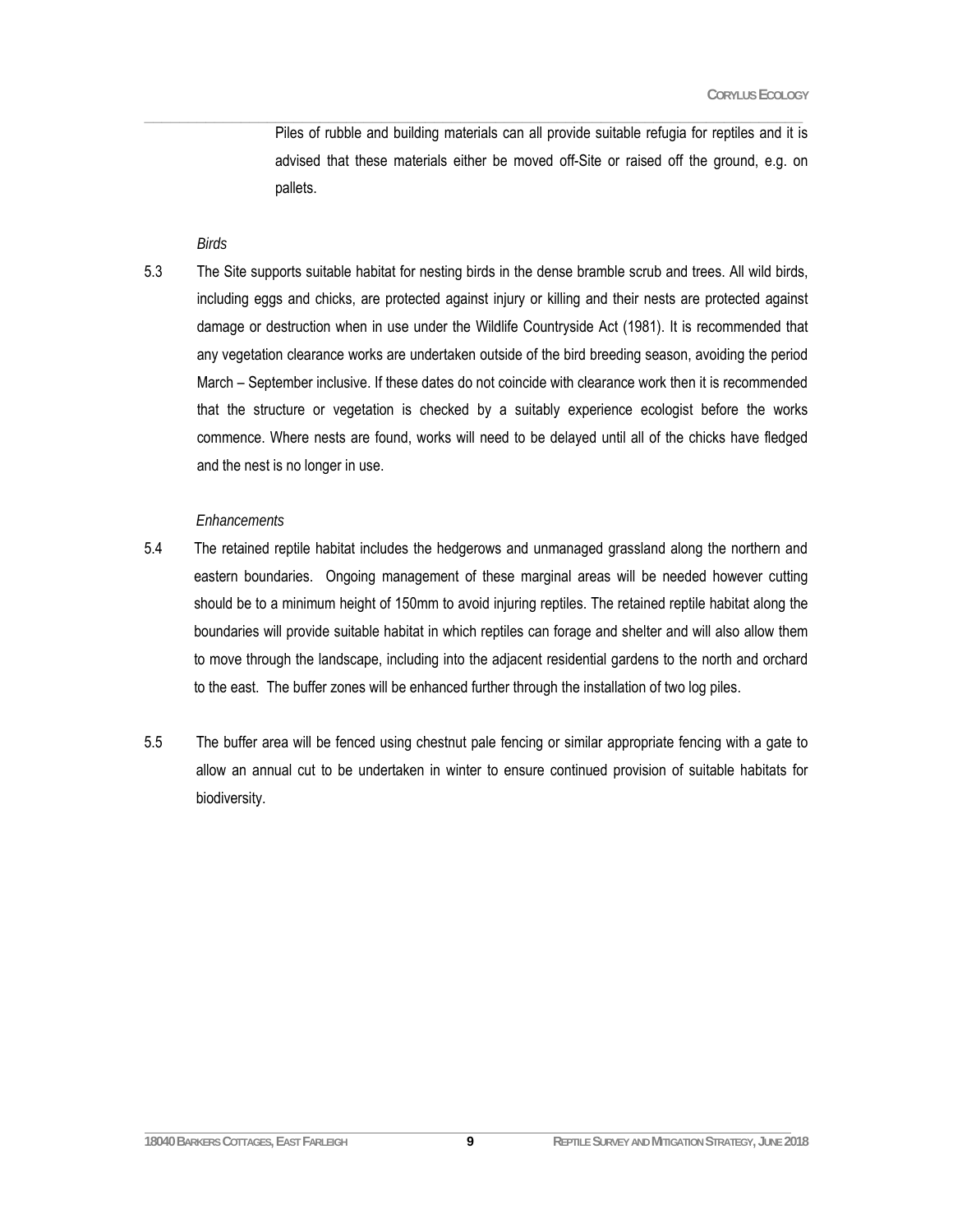Piles of rubble and building materials can all provide suitable refugia for reptiles and it is advised that these materials either be moved off-Site or raised off the ground, e.g. on pallets.

*Birds*

5.3 The Site supports suitable habitat for nesting birds in the dense bramble scrub and trees. All wild birds, including eggs and chicks, are protected against injury or killing and their nests are protected against damage or destruction when in use under the Wildlife Countryside Act (1981). It is recommended that any vegetation clearance works are undertaken outside of the bird breeding season, avoiding the period March – September inclusive. If these dates do not coincide with clearance work then it is recommended that the structure or vegetation is checked by a suitably experience ecologist before the works commence. Where nests are found, works will need to be delayed until all of the chicks have fledged and the nest is no longer in use.

*Enhancements*

5.4 The retained reptile habitat includes the hedgerows and unmanaged grassland along the northern and eastern boundaries. Ongoing management of these marginal areas will be needed however cutting should be to a minimum height of 150mm to avoid injuring reptiles. The retained reptile habitat along the boundaries will provide suitable habitat in which reptiles can forage and shelter and will also allow them to move through the landscape, including into the adjacent residential gardens to the north and orchard to the east. The buffer zones will be enhanced further through the installation of two log piles.

5.5 The buffer area will be fenced using chestnut pale fencing or similar appropriate fencing with a gate to allow an annual cut to be undertaken in winter to ensure continued provision of suitable habitats for biodiversity.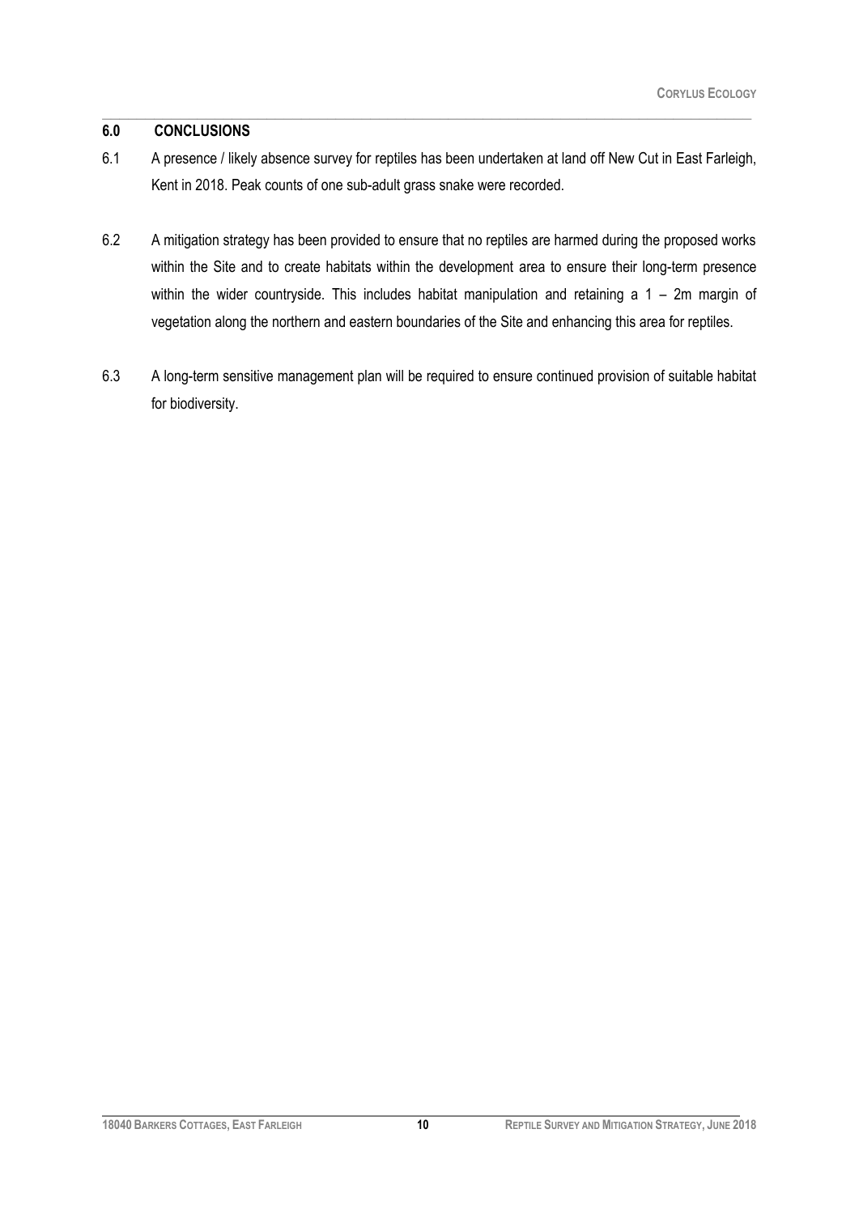## 6.0 CONCLUSIONS

6.1 A presence / likely absence survey for reptiles has been undertaken at land off New Cut in East Farleigh, Kent in 2018. Peak counts of one sub-adult grass snake were recorded.

6.2 A mitigation strategy has been provided to ensure that no reptiles are harmed during the proposed works within the Site and to create habitats within the development area to ensure their long-term presence within the wider countryside. This includes habitat manipulation and retaining a 1 – 2m margin of vegetation along the northern and eastern boundaries of the Site and enhancing this area for reptiles.

6.3 A long-term sensitive management plan will be required to ensure continued provision of suitable habitat for biodiversity.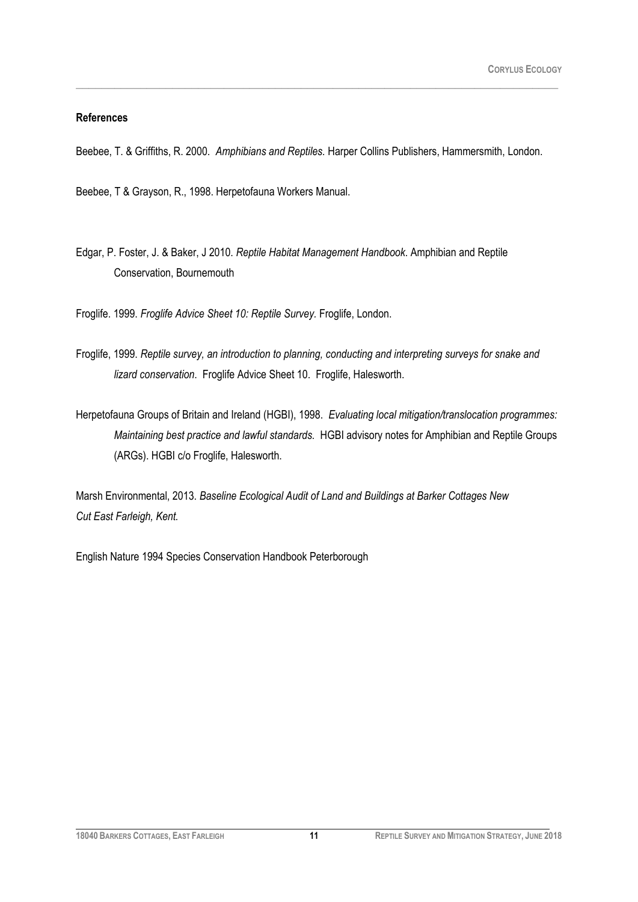**References**

Beebee, T. & Griffiths, R. 2000. *Amphibians and Reptiles.* Harper Collins Publishers, Hammersmith, London.

Beebee, T & Grayson, R., 1998. Herpetofauna Workers Manual.

Edgar, P. Foster, J. & Baker, J 2010. *Reptile Habitat Management Handbook*. Amphibian and Reptile Conservation, Bournemouth

Froglife. 1999. *Froglife Advice Sheet 10: Reptile Survey.* Froglife, London.

Froglife, 1999. *Reptile survey, an introduction to planning, conducting and interpreting surveys for snake and lizard conservation*. Froglife Advice Sheet 10. Froglife, Halesworth.

Herpetofauna Groups of Britain and Ireland (HGBI), 1998. *Evaluating local mitigation/translocation programmes: Maintaining best practice and lawful standards.* HGBI advisory notes for Amphibian and Reptile Groups (ARGs). HGBI c/o Froglife, Halesworth.

Marsh Environmental, 2013. *Baseline Ecological Audit of Land and Buildings at Barker Cottages New Cut East Farleigh, Kent.*

English Nature 1994 Species Conservation Handbook Peterborough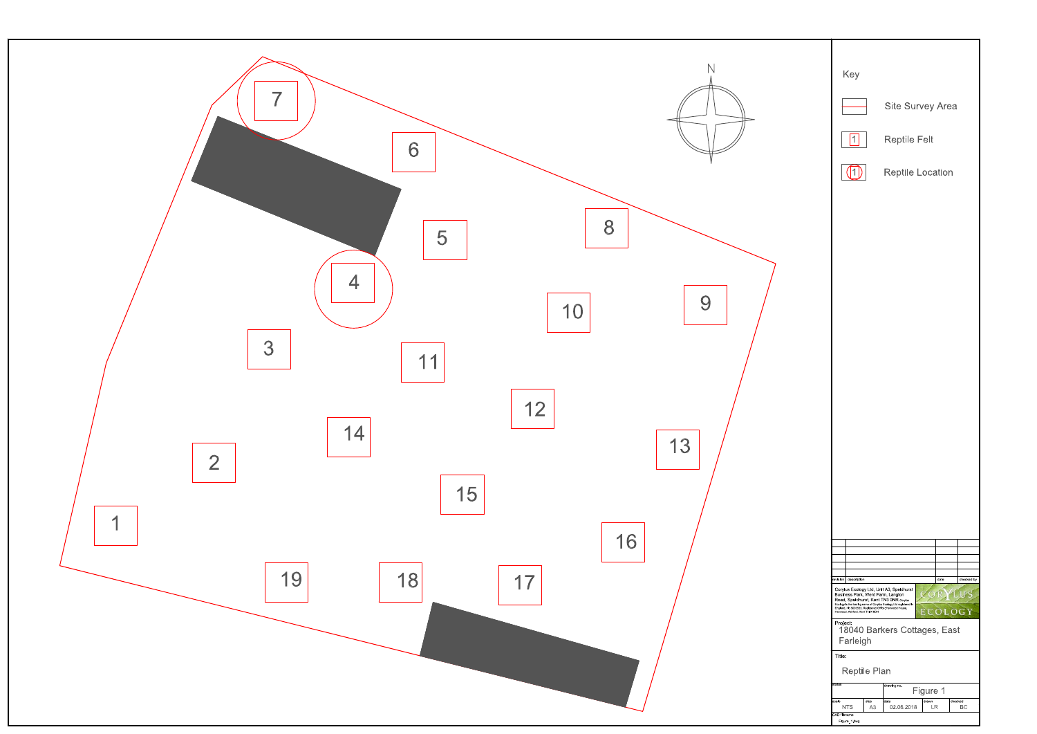N

1

2

3

4

5

6

7

8

9

10

11

12

13

14

15

16

17

18

19

**Key**

- Site Survey Area
- Reptile Felt
- Reptile Location

| revision | description | date | checked by |
| --- | --- | --- | --- |

Corylus Ecology Ltd, Unit A3, Speldhurst Business Park, Went Farm, Langton Road, Speldhurst, Kent TN3 0NR

CORYLUS ECOLOGY

Project:
18040 Barkers Cottages, East Farleigh

Title:
Reptile Plan

| status | drawing no. |
| --- | --- |
| | Figure 1 |

| scale | size | date | drawn | checked |
| --- | --- | --- | --- | --- |
| NTS | A3 | 02.06.2018 | LR | BC |

CAD filename: Figure_1.dwg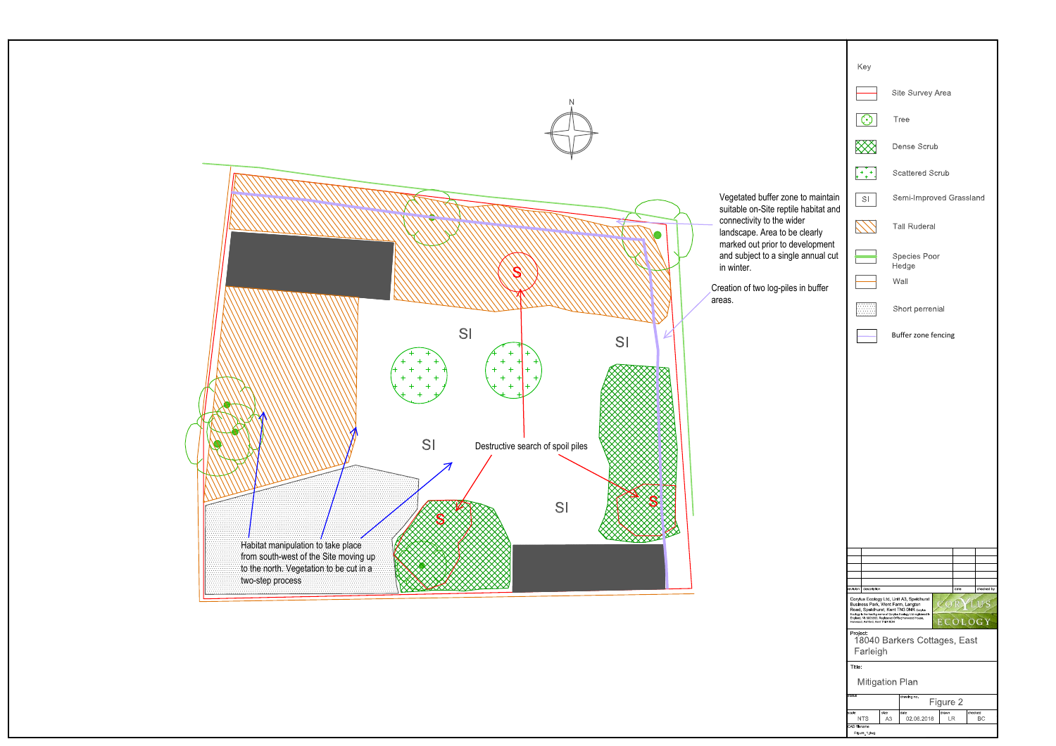N

Vegetated buffer zone to maintain suitable on-Site reptile habitat and connectivity to the wider landscape. Area to be clearly marked out prior to development and subject to a single annual cut in winter.

Creation of two log-piles in buffer areas.

S

SI

SI

SI

SI

Destructive search of spoil piles

S

S

Habitat manipulation to take place from south-west of the Site moving up to the north. Vegetation to be cut in a two-step process

Key

- Site Survey Area
- Tree
- Dense Scrub
- Scattered Scrub
- SI — Semi-Improved Grassland
- Tall Ruderal
- Species Poor Hedge
- Wall
- Short perrenial
- Buffer zone fencing

| revision | description | date | checked by |
|---|---|---|---|

Corylus Ecology Ltd, Unit A3, Speldhurst Business Park, Went Farm, Langton Road, Speldhurst, Kent TN3 0NR

CORYLUS ECOLOGY

Project:
18040 Barkers Cottages, East Farleigh

Title:
Mitigation Plan

| status | drawing no. |
|---|---|
| | Figure 2 |

| scale | size | date | drawn | checked |
|---|---|---|---|---|
| NTS | A3 | 02.06.2018 | LR | BC |

CAD filename
Figure_1.dwg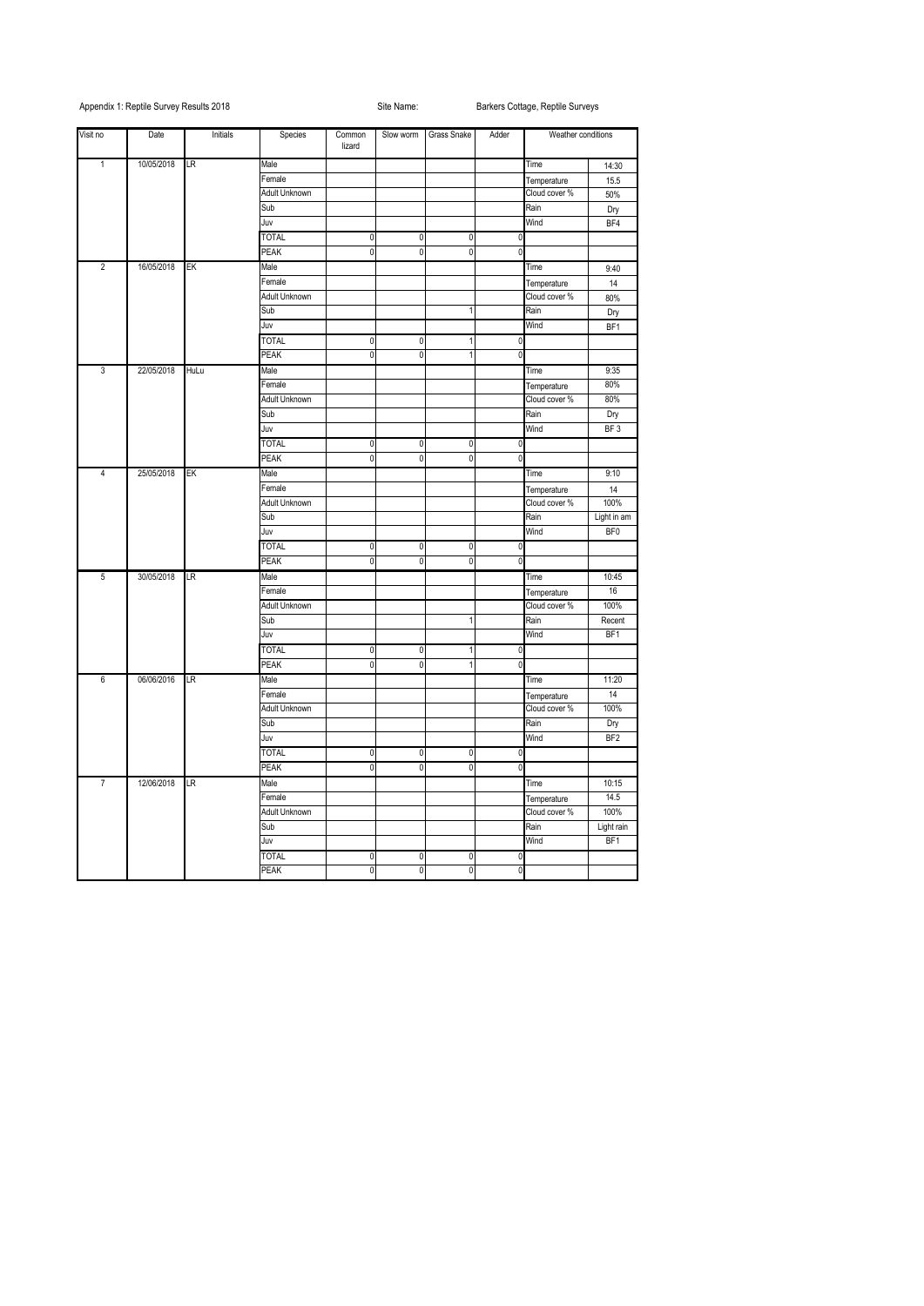Appendix 1: Reptile Survey Results 2018 Site Name: Barkers Cottage, Reptile Surveys

| Visit no | Date | Initials | Species | Common lizard | Slow worm | Grass Snake | Adder | Weather conditions | |
|---|---|---|---|---|---|---|---|---|---|
| 1 | 10/05/2018 | LR | Male | | | | | Time | 14:30 |
| | | | Female | | | | | Temperature | 15.5 |
| | | | Adult Unknown | | | | | Cloud cover % | 50% |
| | | | Sub | | | | | Rain | Dry |
| | | | Juv | | | | | Wind | BF4 |
| | | | TOTAL | 0 | 0 | 0 | 0 | | |
| | | | PEAK | 0 | 0 | 0 | 0 | | |
| 2 | 16/05/2018 | EK | Male | | | | | Time | 9:40 |
| | | | Female | | | | | Temperature | 14 |
| | | | Adult Unknown | | | | | Cloud cover % | 80% |
| | | | Sub | | | 1 | | Rain | Dry |
| | | | Juv | | | | | Wind | BF1 |
| | | | TOTAL | 0 | 0 | 1 | 0 | | |
| | | | PEAK | 0 | 0 | 1 | 0 | | |
| 3 | 22/05/2018 | HuLu | Male | | | | | Time | 9:35 |
| | | | Female | | | | | Temperature | 80% |
| | | | Adult Unknown | | | | | Cloud cover % | 80% |
| | | | Sub | | | | | Rain | Dry |
| | | | Juv | | | | | Wind | BF 3 |
| | | | TOTAL | 0 | 0 | 0 | 0 | | |
| | | | PEAK | 0 | 0 | 0 | 0 | | |
| 4 | 25/05/2018 | EK | Male | | | | | Time | 9:10 |
| | | | Female | | | | | Temperature | 14 |
| | | | Adult Unknown | | | | | Cloud cover % | 100% |
| | | | Sub | | | | | Rain | Light in am |
| | | | Juv | | | | | Wind | BF0 |
| | | | TOTAL | 0 | 0 | 0 | 0 | | |
| | | | PEAK | 0 | 0 | 0 | 0 | | |
| 5 | 30/05/2018 | LR | Male | | | | | Time | 10:45 |
| | | | Female | | | | | Temperature | 16 |
| | | | Adult Unknown | | | | | Cloud cover % | 100% |
| | | | Sub | | | 1 | | Rain | Recent |
| | | | Juv | | | | | Wind | BF1 |
| | | | TOTAL | 0 | 0 | 1 | 0 | | |
| | | | PEAK | 0 | 0 | 1 | 0 | | |
| 6 | 06/06/2016 | LR | Male | | | | | Time | 11:20 |
| | | | Female | | | | | Temperature | 14 |
| | | | Adult Unknown | | | | | Cloud cover % | 100% |
| | | | Sub | | | | | Rain | Dry |
| | | | Juv | | | | | Wind | BF2 |
| | | | TOTAL | 0 | 0 | 0 | 0 | | |
| | | | PEAK | 0 | 0 | 0 | 0 | | |
| 7 | 12/06/2018 | LR | Male | | | | | Time | 10:15 |
| | | | Female | | | | | Temperature | 14.5 |
| | | | Adult Unknown | | | | | Cloud cover % | 100% |
| | | | Sub | | | | | Rain | Light rain |
| | | | Juv | | | | | Wind | BF1 |
| | | | TOTAL | 0 | 0 | 0 | 0 | | |
| | | | PEAK | 0 | 0 | 0 | 0 | | |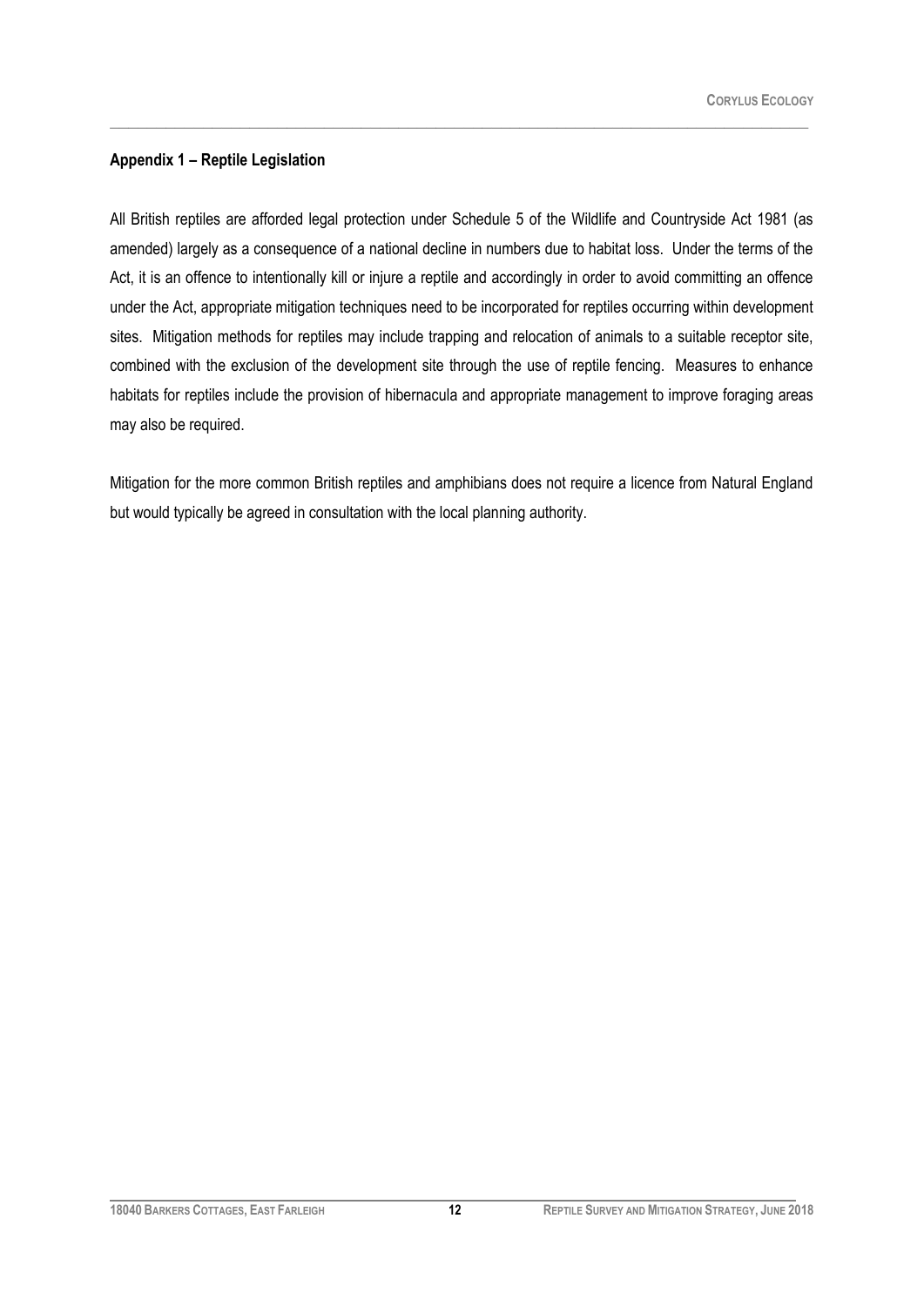**Appendix 1 – Reptile Legislation**

All British reptiles are afforded legal protection under Schedule 5 of the Wildlife and Countryside Act 1981 (as amended) largely as a consequence of a national decline in numbers due to habitat loss. Under the terms of the Act, it is an offence to intentionally kill or injure a reptile and accordingly in order to avoid committing an offence under the Act, appropriate mitigation techniques need to be incorporated for reptiles occurring within development sites. Mitigation methods for reptiles may include trapping and relocation of animals to a suitable receptor site, combined with the exclusion of the development site through the use of reptile fencing. Measures to enhance habitats for reptiles include the provision of hibernacula and appropriate management to improve foraging areas may also be required.

Mitigation for the more common British reptiles and amphibians does not require a licence from Natural England but would typically be agreed in consultation with the local planning authority.